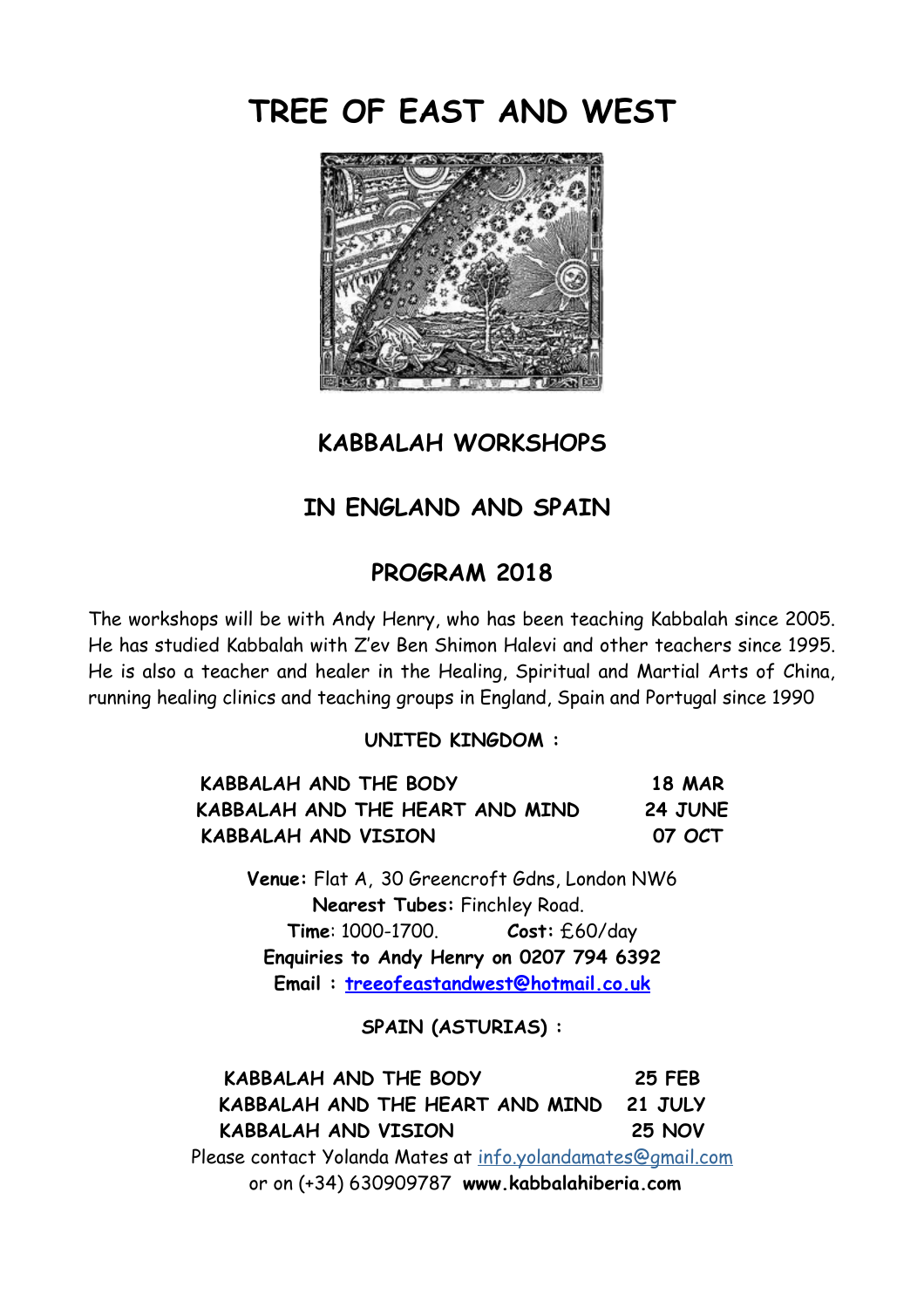# TREE OF EAST AND WEST

## KABBALAH WORKSHOPS

## IN ENGLAND AND SPAIN

## PROGRAM 2018

The workshops will be with Andy Henry, who has been teaching Kabbalah since 2005. He has studied Kabbalah with Z'ev Ben Shimon Halevi and other teachers since 1995. He is also a teacher and healer in the Healing, Spiritual and Martial Arts of China, running healing clinics and teaching groups in England, Spain and Portugal since 1990

**UNITED KINGDOM :**

| | |
|---|---|
| **KABBALAH AND THE BODY** | **18 MAR** |
| **KABBALAH AND THE HEART AND MIND** | **24 JUNE** |
| **KABBALAH AND VISION** | **07 OCT** |

**Venue:** Flat A, 30 Greencroft Gdns, London NW6
**Nearest Tubes:** Finchley Road.
**Time**: 1000-1700. **Cost:** £60/day
**Enquiries to Andy Henry on 0207 794 6392**
**Email : treeofeastandwest@hotmail.co.uk**

**SPAIN (ASTURIAS) :**

| | |
|---|---|
| **KABBALAH AND THE BODY** | **25 FEB** |
| **KABBALAH AND THE HEART AND MIND** | **21 JULY** |
| **KABBALAH AND VISION** | **25 NOV** |

Please contact Yolanda Mates at info.yolandamates@gmail.com
or on (+34) 630909787 **www.kabbalahiberia.com**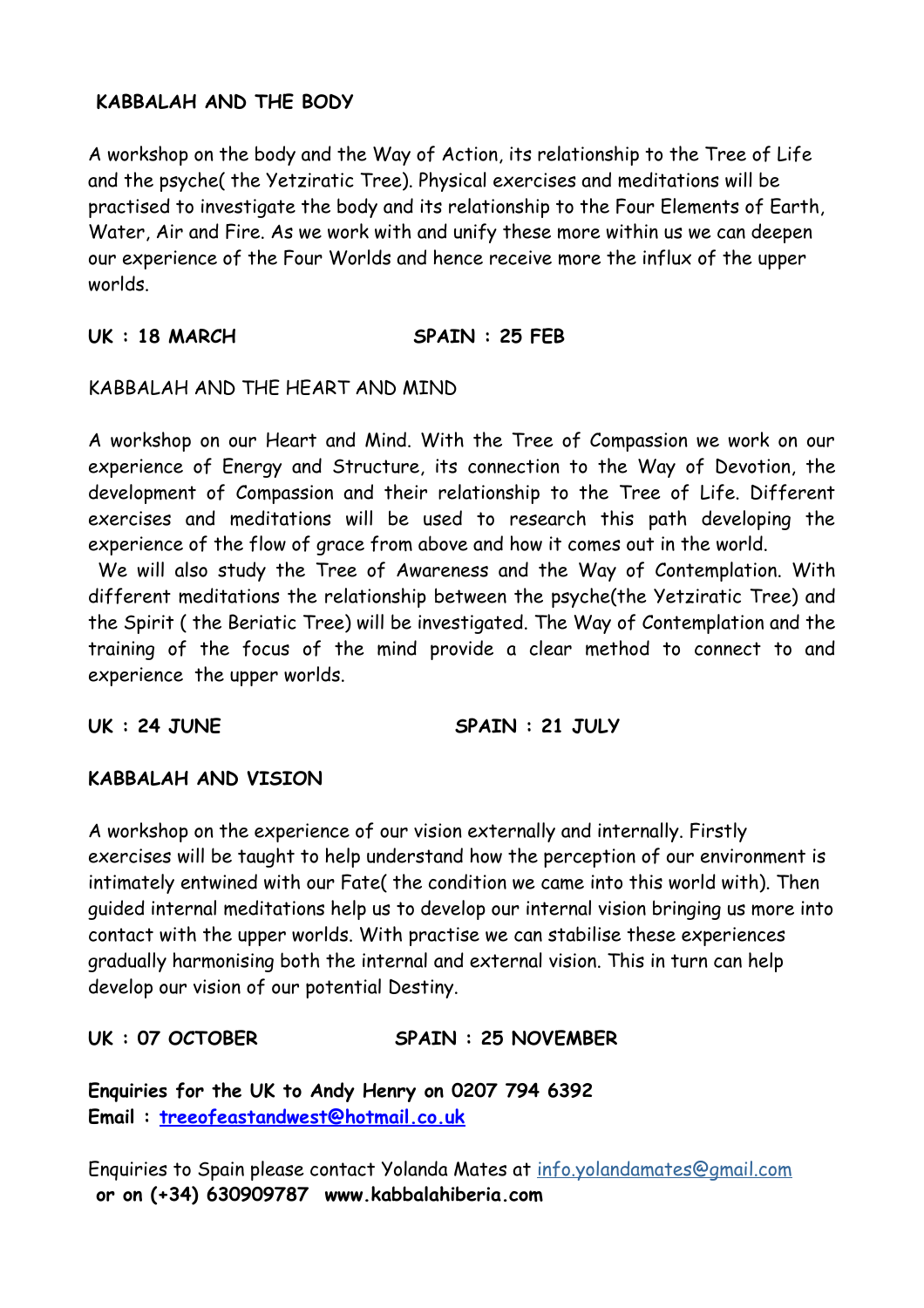**KABBALAH AND THE BODY**

A workshop on the body and the Way of Action, its relationship to the Tree of Life and the psyche( the Yetziratic Tree). Physical exercises and meditations will be practised to investigate the body and its relationship to the Four Elements of Earth, Water, Air and Fire. As we work with and unify these more within us we can deepen our experience of the Four Worlds and hence receive more the influx of the upper worlds.

**UK : 18 MARCH** **SPAIN : 25 FEB**

KABBALAH AND THE HEART AND MIND

A workshop on our Heart and Mind. With the Tree of Compassion we work on our experience of Energy and Structure, its connection to the Way of Devotion, the development of Compassion and their relationship to the Tree of Life. Different exercises and meditations will be used to research this path developing the experience of the flow of grace from above and how it comes out in the world.

We will also study the Tree of Awareness and the Way of Contemplation. With different meditations the relationship between the psyche(the Yetziratic Tree) and the Spirit ( the Beriatic Tree) will be investigated. The Way of Contemplation and the training of the focus of the mind provide a clear method to connect to and experience the upper worlds.

**UK : 24 JUNE** **SPAIN : 21 JULY**

**KABBALAH AND VISION**

A workshop on the experience of our vision externally and internally. Firstly exercises will be taught to help understand how the perception of our environment is intimately entwined with our Fate( the condition we came into this world with). Then guided internal meditations help us to develop our internal vision bringing us more into contact with the upper worlds. With practise we can stabilise these experiences gradually harmonising both the internal and external vision. This in turn can help develop our vision of our potential Destiny.

**UK : 07 OCTOBER** **SPAIN : 25 NOVEMBER**

**Enquiries for the UK to Andy Henry on 0207 794 6392**
**Email : treeofeastandwest@hotmail.co.uk**

Enquiries to Spain please contact Yolanda Mates at info.yolandamates@gmail.com
**or on (+34) 630909787 www.kabbalahiberia.com**